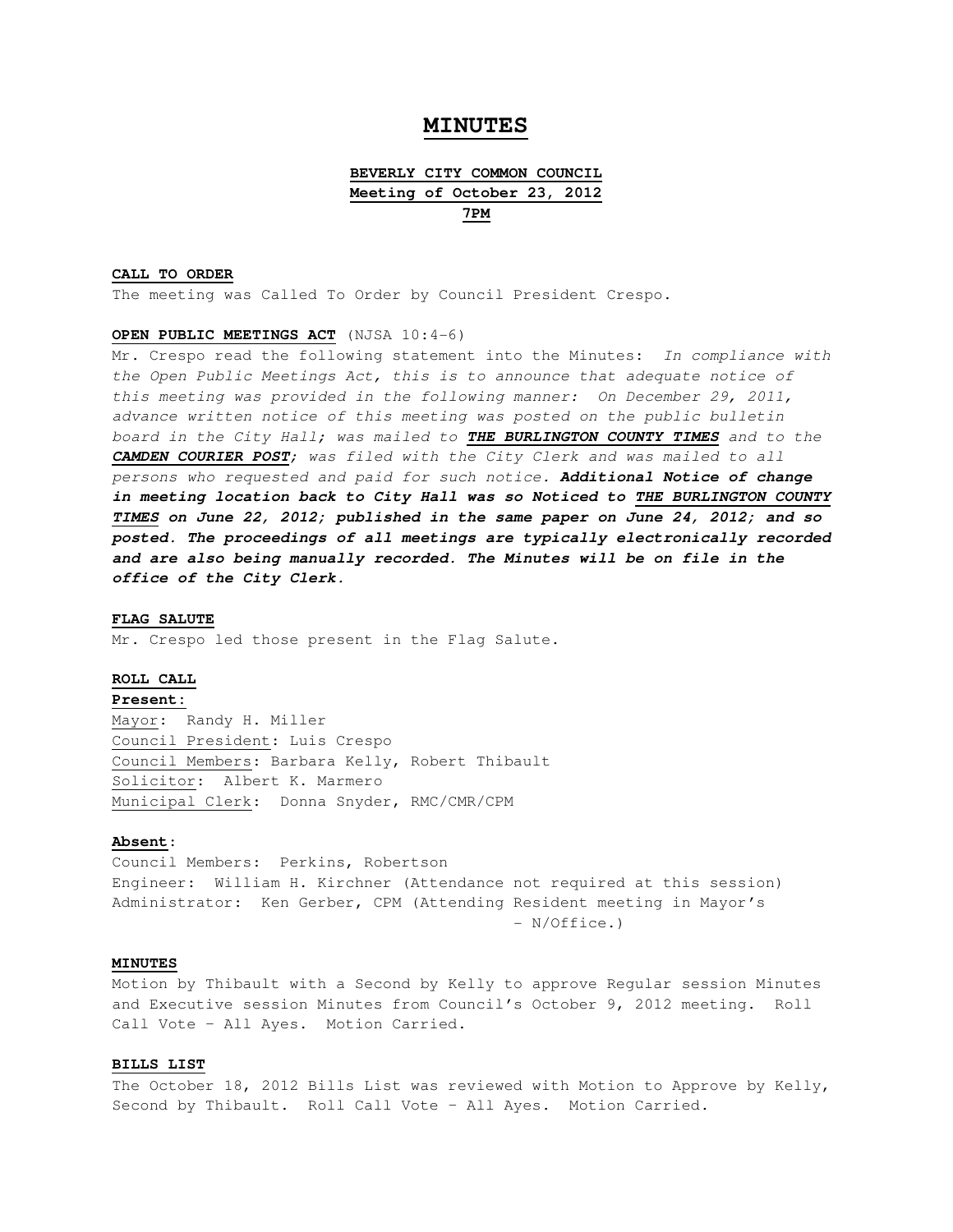# MINUTES

**BEVERLY CITY COMMON COUNCIL**
**Meeting of October 23, 2012**
**7PM**

**CALL TO ORDER**

The meeting was Called To Order by Council President Crespo.

**OPEN PUBLIC MEETINGS ACT** (NJSA 10:4-6)

Mr. Crespo read the following statement into the Minutes: *In compliance with the Open Public Meetings Act, this is to announce that adequate notice of this meeting was provided in the following manner: On December 29, 2011, advance written notice of this meeting was posted on the public bulletin board in the City Hall; was mailed to **THE BURLINGTON COUNTY TIMES** and to the **CAMDEN COURIER POST**; was filed with the City Clerk and was mailed to all persons who requested and paid for such notice.* ***Additional Notice of change in meeting location back to City Hall was so Noticed to THE BURLINGTON COUNTY TIMES on June 22, 2012; published in the same paper on June 24, 2012; and so posted. The proceedings of all meetings are typically electronically recorded and are also being manually recorded. The Minutes will be on file in the office of the City Clerk.***

**FLAG SALUTE**

Mr. Crespo led those present in the Flag Salute.

**ROLL CALL**

**Present:**

Mayor: Randy H. Miller
Council President: Luis Crespo
Council Members: Barbara Kelly, Robert Thibault
Solicitor: Albert K. Marmero
Municipal Clerk: Donna Snyder, RMC/CMR/CPM

**Absent:**

Council Members: Perkins, Robertson
Engineer: William H. Kirchner (Attendance not required at this session)
Administrator: Ken Gerber, CPM (Attending Resident meeting in Mayor's - N/Office.)

**MINUTES**

Motion by Thibault with a Second by Kelly to approve Regular session Minutes and Executive session Minutes from Council's October 9, 2012 meeting. Roll Call Vote – All Ayes. Motion Carried.

**BILLS LIST**

The October 18, 2012 Bills List was reviewed with Motion to Approve by Kelly, Second by Thibault. Roll Call Vote – All Ayes. Motion Carried.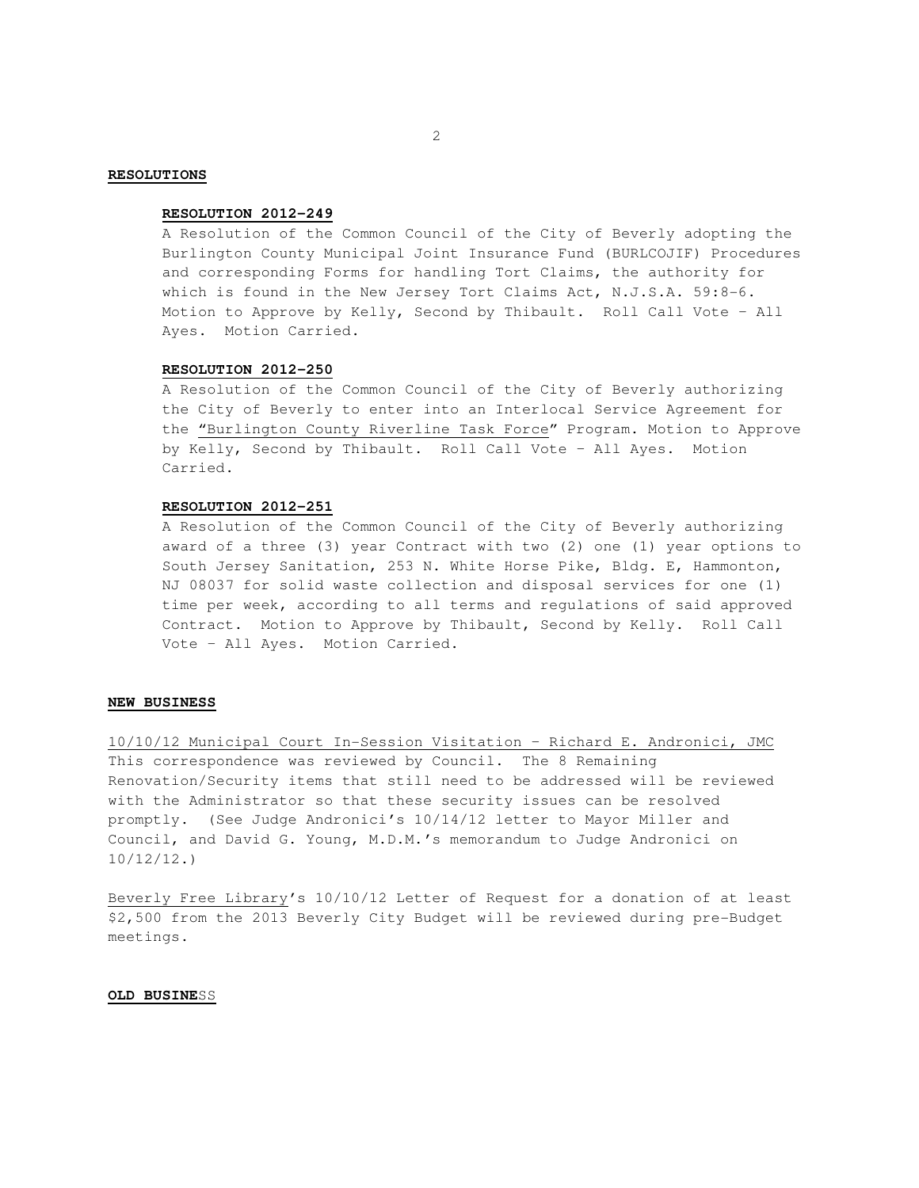**RESOLUTIONS**

**RESOLUTION 2012-249**

A Resolution of the Common Council of the City of Beverly adopting the Burlington County Municipal Joint Insurance Fund (BURLCOJIF) Procedures and corresponding Forms for handling Tort Claims, the authority for which is found in the New Jersey Tort Claims Act, N.J.S.A. 59:8-6. Motion to Approve by Kelly, Second by Thibault. Roll Call Vote – All Ayes. Motion Carried.

**RESOLUTION 2012-250**

A Resolution of the Common Council of the City of Beverly authorizing the City of Beverly to enter into an Interlocal Service Agreement for the "Burlington County Riverline Task Force" Program. Motion to Approve by Kelly, Second by Thibault. Roll Call Vote – All Ayes. Motion Carried.

**RESOLUTION 2012-251**

A Resolution of the Common Council of the City of Beverly authorizing award of a three (3) year Contract with two (2) one (1) year options to South Jersey Sanitation, 253 N. White Horse Pike, Bldg. E, Hammonton, NJ 08037 for solid waste collection and disposal services for one (1) time per week, according to all terms and regulations of said approved Contract. Motion to Approve by Thibault, Second by Kelly. Roll Call Vote – All Ayes. Motion Carried.

**NEW BUSINESS**

10/10/12 Municipal Court In-Session Visitation – Richard E. Andronici, JMC
This correspondence was reviewed by Council. The 8 Remaining Renovation/Security items that still need to be addressed will be reviewed with the Administrator so that these security issues can be resolved promptly. (See Judge Andronici's 10/14/12 letter to Mayor Miller and Council, and David G. Young, M.D.M.'s memorandum to Judge Andronici on 10/12/12.)

Beverly Free Library's 10/10/12 Letter of Request for a donation of at least $2,500 from the 2013 Beverly City Budget will be reviewed during pre-Budget meetings.

**OLD BUSINESS**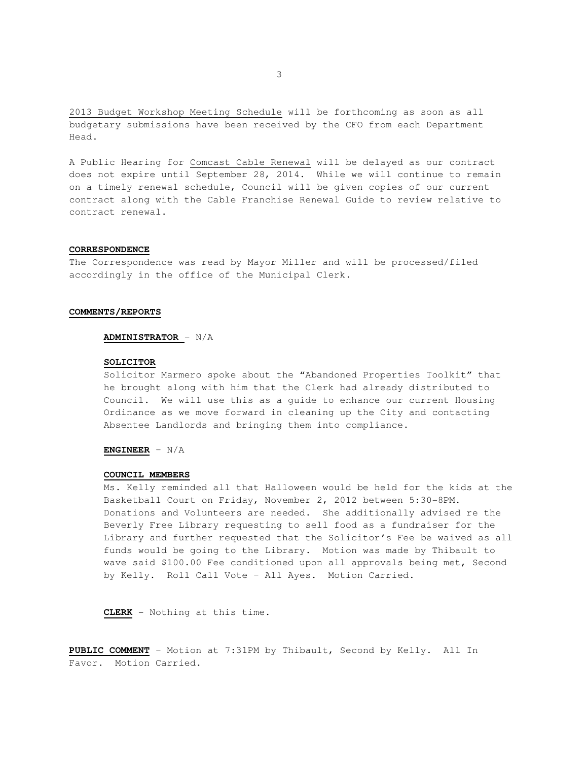2013 Budget Workshop Meeting Schedule will be forthcoming as soon as all budgetary submissions have been received by the CFO from each Department Head.

A Public Hearing for Comcast Cable Renewal will be delayed as our contract does not expire until September 28, 2014. While we will continue to remain on a timely renewal schedule, Council will be given copies of our current contract along with the Cable Franchise Renewal Guide to review relative to contract renewal.

**CORRESPONDENCE**

The Correspondence was read by Mayor Miller and will be processed/filed accordingly in the office of the Municipal Clerk.

**COMMENTS/REPORTS**

**ADMINISTRATOR** – N/A

**SOLICITOR**

Solicitor Marmero spoke about the "Abandoned Properties Toolkit" that he brought along with him that the Clerk had already distributed to Council. We will use this as a guide to enhance our current Housing Ordinance as we move forward in cleaning up the City and contacting Absentee Landlords and bringing them into compliance.

**ENGINEER** – N/A

**COUNCIL MEMBERS**

Ms. Kelly reminded all that Halloween would be held for the kids at the Basketball Court on Friday, November 2, 2012 between 5:30-8PM. Donations and Volunteers are needed. She additionally advised re the Beverly Free Library requesting to sell food as a fundraiser for the Library and further requested that the Solicitor's Fee be waived as all funds would be going to the Library. Motion was made by Thibault to wave said $100.00 Fee conditioned upon all approvals being met, Second by Kelly. Roll Call Vote – All Ayes. Motion Carried.

**CLERK** – Nothing at this time.

**PUBLIC COMMENT** – Motion at 7:31PM by Thibault, Second by Kelly. All In Favor. Motion Carried.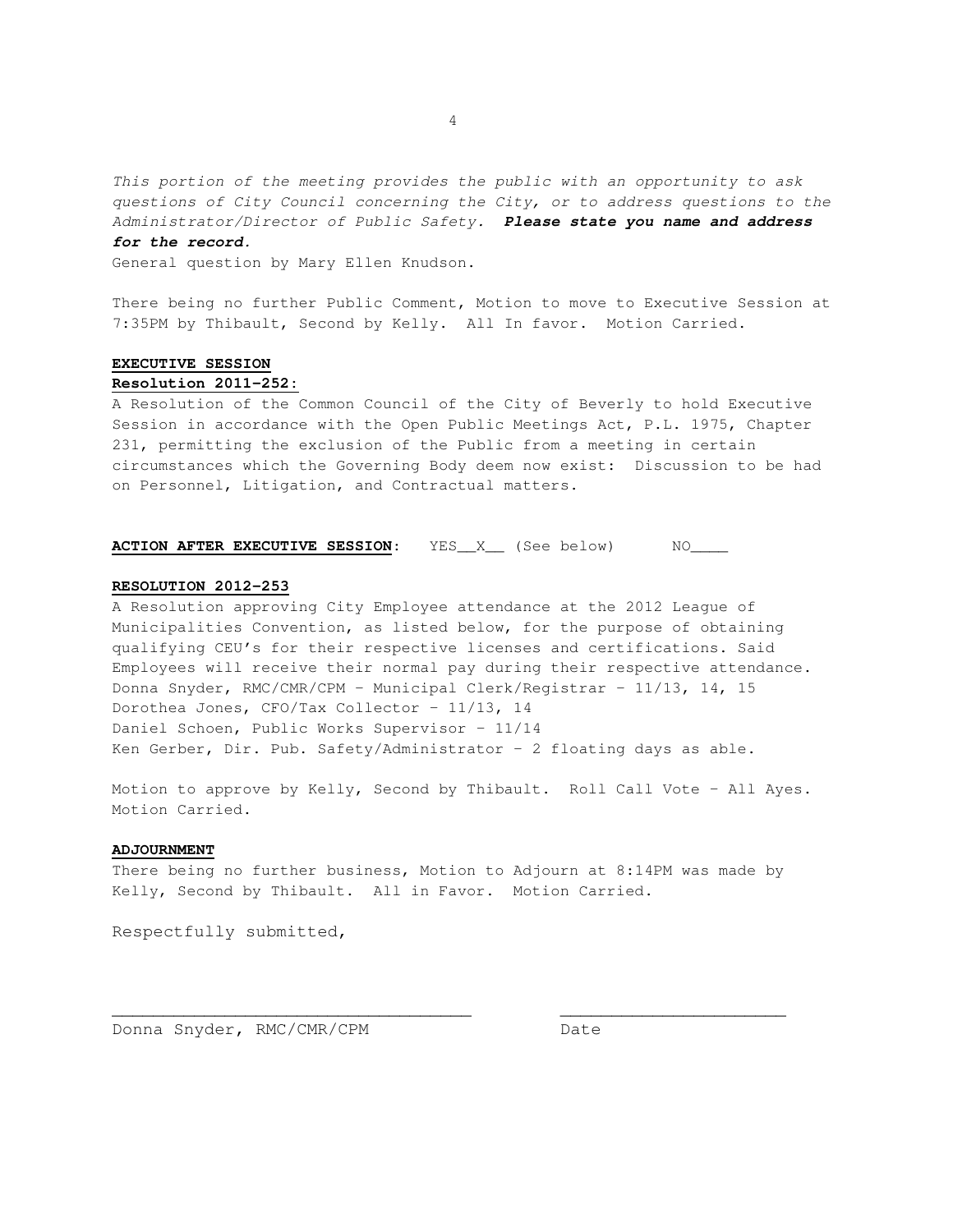*This portion of the meeting provides the public with an opportunity to ask questions of City Council concerning the City, or to address questions to the Administrator/Director of Public Safety.* ***Please state you name and address for the record.***

General question by Mary Ellen Knudson.

There being no further Public Comment, Motion to move to Executive Session at 7:35PM by Thibault, Second by Kelly. All In favor. Motion Carried.

**EXECUTIVE SESSION**

**Resolution 2011-252:**

A Resolution of the Common Council of the City of Beverly to hold Executive Session in accordance with the Open Public Meetings Act, P.L. 1975, Chapter 231, permitting the exclusion of the Public from a meeting in certain circumstances which the Governing Body deem now exist: Discussion to be had on Personnel, Litigation, and Contractual matters.

**ACTION AFTER EXECUTIVE SESSION**: YES__X__ (See below) NO____

**RESOLUTION 2012-253**

A Resolution approving City Employee attendance at the 2012 League of Municipalities Convention, as listed below, for the purpose of obtaining qualifying CEU's for their respective licenses and certifications. Said Employees will receive their normal pay during their respective attendance.

Donna Snyder, RMC/CMR/CPM – Municipal Clerk/Registrar – 11/13, 14, 15
Dorothea Jones, CFO/Tax Collector – 11/13, 14
Daniel Schoen, Public Works Supervisor – 11/14
Ken Gerber, Dir. Pub. Safety/Administrator – 2 floating days as able.

Motion to approve by Kelly, Second by Thibault. Roll Call Vote – All Ayes. Motion Carried.

**ADJOURNMENT**

There being no further business, Motion to Adjourn at 8:14PM was made by Kelly, Second by Thibault. All in Favor. Motion Carried.

Respectfully submitted,

___________________________________ ______________________

Donna Snyder, RMC/CMR/CPM Date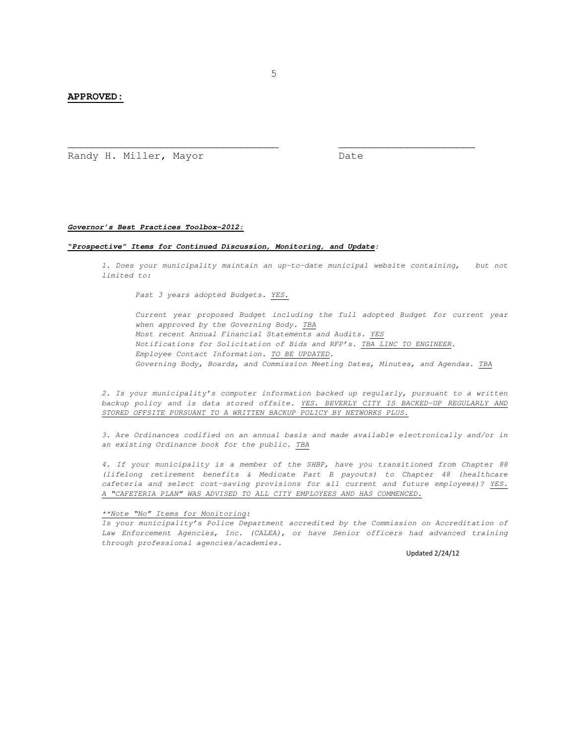**APPROVED:**

\_\_\_\_\_\_\_\_\_\_\_\_\_\_\_\_\_\_\_\_\_\_\_\_\_\_\_\_\_\_\_\_\_\_\_ \_\_\_\_\_\_\_\_\_\_\_\_\_\_\_\_\_\_\_\_\_\_\_

Randy H. Miller, Mayor Date

***Governor's Best Practices Toolbox-2012:***

***"Prospective" Items for Continued Discussion, Monitoring, and Update:***

*1. Does your municipality maintain an up-to-date municipal website containing, but not limited to:*

*Past 3 years adopted Budgets. YES.*

*Current year proposed Budget including the full adopted Budget for current year when approved by the Governing Body. TBA*
*Most recent Annual Financial Statements and Audits. YES*
*Notifications for Solicitation of Bids and RFP's. TBA LINC TO ENGINEER.*
*Employee Contact Information. TO BE UPDATED.*
*Governing Body, Boards, and Commission Meeting Dates, Minutes, and Agendas. TBA*

*2. Is your municipality's computer information backed up regularly, pursuant to a written backup policy and is data stored offsite. YES. BEVERLY CITY IS BACKED-UP REGULARLY AND STORED OFFSITE PURSUANT TO A WRITTEN BACKUP POLICY BY NETWORKS PLUS.*

*3. Are Ordinances codified on an annual basis and made available electronically and/or in an existing Ordinance book for the public. TBA*

*4. If your municipality is a member of the SHBP, have you transitioned from Chapter 88 (lifelong retirement benefits & Medicate Part B payouts) to Chapter 48 (healthcare cafeteria and select cost-saving provisions for all current and future employees)? YES. A "CAFETERIA PLAN" WAS ADVISED TO ALL CITY EMPLOYEES AND HAS COMMENCED.*

*\*\*Note "No" Items for Monitoring:*
*Is your municipality's Police Department accredited by the Commission on Accreditation of Law Enforcement Agencies, Inc. (CALEA), or have Senior officers had advanced training through professional agencies/academies.*

Updated 2/24/12